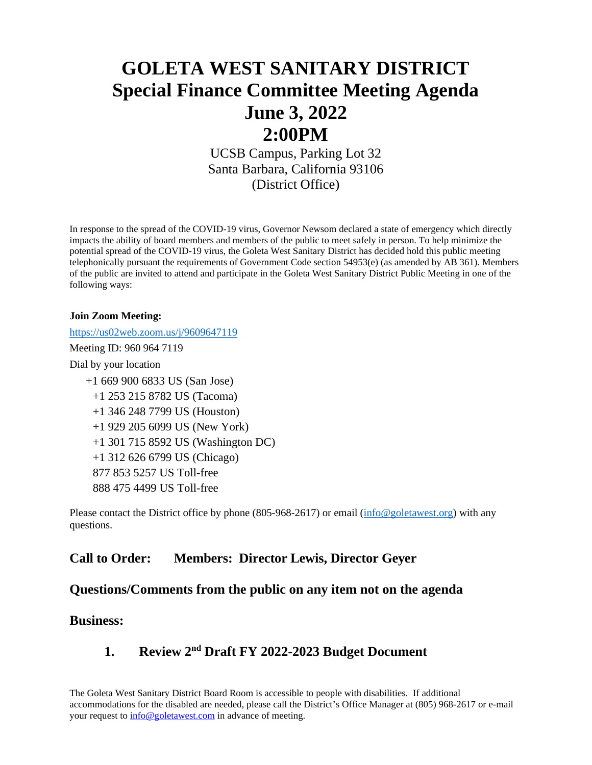# GOLETA WEST SANITARY DISTRICT
# Special Finance Committee Meeting Agenda
# June 3, 2022
# 2:00PM

UCSB Campus, Parking Lot 32
Santa Barbara, California 93106
(District Office)

In response to the spread of the COVID-19 virus, Governor Newsom declared a state of emergency which directly impacts the ability of board members and members of the public to meet safely in person. To help minimize the potential spread of the COVID-19 virus, the Goleta West Sanitary District has decided hold this public meeting telephonically pursuant the requirements of Government Code section 54953(e) (as amended by AB 361). Members of the public are invited to attend and participate in the Goleta West Sanitary District Public Meeting in one of the following ways:

**Join Zoom Meeting:**

https://us02web.zoom.us/j/9609647119

Meeting ID: 960 964 7119

Dial by your location

+1 669 900 6833 US (San Jose)
+1 253 215 8782 US (Tacoma)
+1 346 248 7799 US (Houston)
+1 929 205 6099 US (New York)
+1 301 715 8592 US (Washington DC)
+1 312 626 6799 US (Chicago)
877 853 5257 US Toll-free
888 475 4499 US Toll-free

Please contact the District office by phone (805-968-2617) or email (info@goletawest.org) with any questions.

## Call to Order: Members: Director Lewis, Director Geyer

## Questions/Comments from the public on any item not on the agenda

## Business:

### 1. Review 2nd Draft FY 2022-2023 Budget Document

The Goleta West Sanitary District Board Room is accessible to people with disabilities. If additional accommodations for the disabled are needed, please call the District's Office Manager at (805) 968-2617 or e-mail your request to info@goletawest.com in advance of meeting.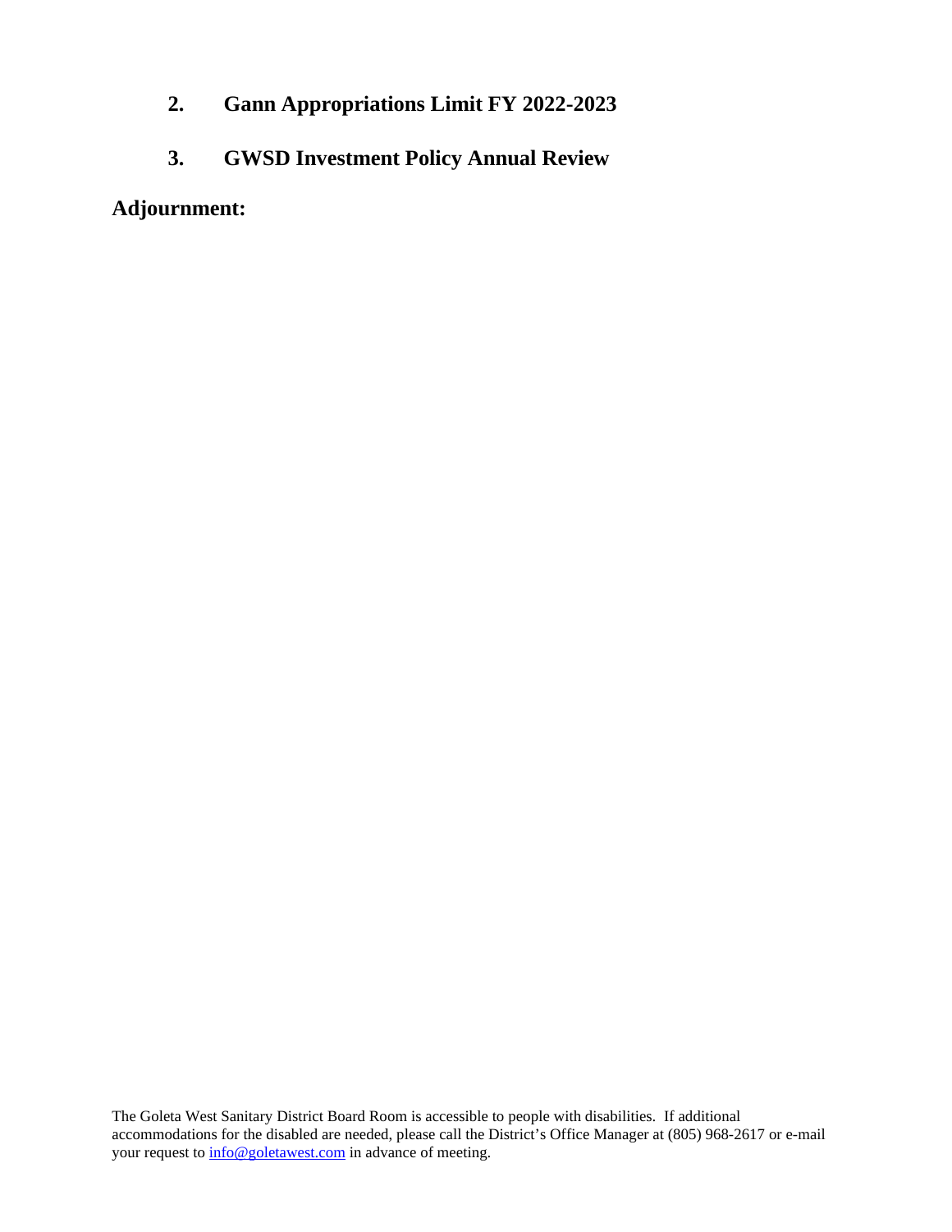2. **Gann Appropriations Limit FY 2022-2023**

3. **GWSD Investment Policy Annual Review**

**Adjournment:**

The Goleta West Sanitary District Board Room is accessible to people with disabilities. If additional accommodations for the disabled are needed, please call the District's Office Manager at (805) 968-2617 or e-mail your request to info@goletawest.com in advance of meeting.